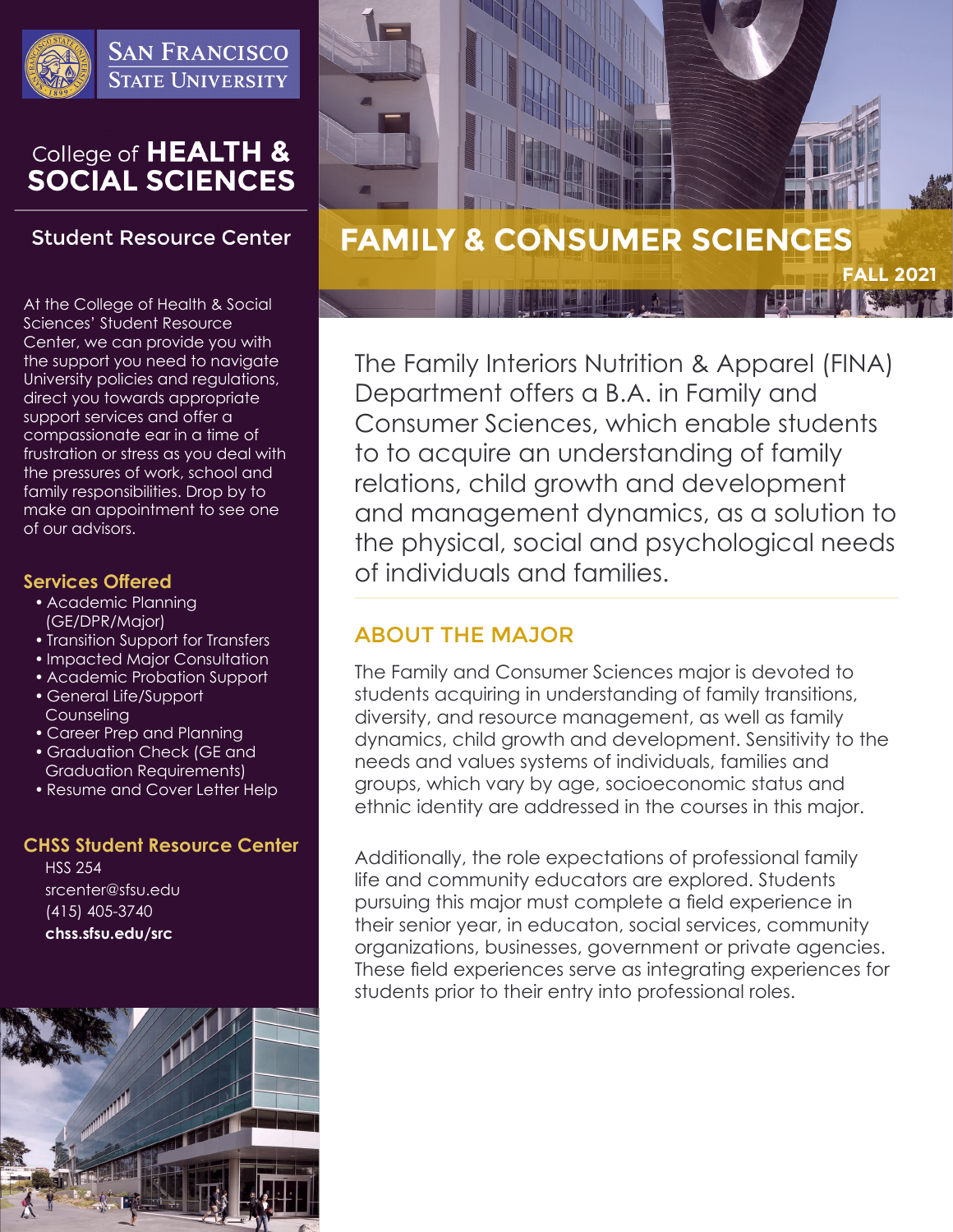San Francisco State University

College of **HEALTH & SOCIAL SCIENCES**

## Student Resource Center

At the College of Health & Social Sciences' Student Resource Center, we can provide you with the support you need to navigate University policies and regulations, direct you towards appropriate support services and offer a compassionate ear in a time of frustration or stress as you deal with the pressures of work, school and family responsibilities. Drop by to make an appointment to see one of our advisors.

### Services Offered

- Academic Planning (GE/DPR/Major)
- Transition Support for Transfers
- Impacted Major Consultation
- Academic Probation Support
- General Life/Support Counseling
- Career Prep and Planning
- Graduation Check (GE and Graduation Requirements)
- Resume and Cover Letter Help

### CHSS Student Resource Center

HSS 254
srcenter@sfsu.edu
(415) 405-3740
**chss.sfsu.edu/src**

# FAMILY & CONSUMER SCIENCES

**FALL 2021**

The Family Interiors Nutrition & Apparel (FINA) Department offers a B.A. in Family and Consumer Sciences, which enable students to to acquire an understanding of family relations, child growth and development and management dynamics, as a solution to the physical, social and psychological needs of individuals and families.

## ABOUT THE MAJOR

The Family and Consumer Sciences major is devoted to students acquiring in understanding of family transitions, diversity, and resource management, as well as family dynamics, child growth and development. Sensitivity to the needs and values systems of individuals, families and groups, which vary by age, socioeconomic status and ethnic identity are addressed in the courses in this major.

Additionally, the role expectations of professional family life and community educators are explored. Students pursuing this major must complete a field experience in their senior year, in educaton, social services, community organizations, businesses, government or private agencies. These field experiences serve as integrating experiences for students prior to their entry into professional roles.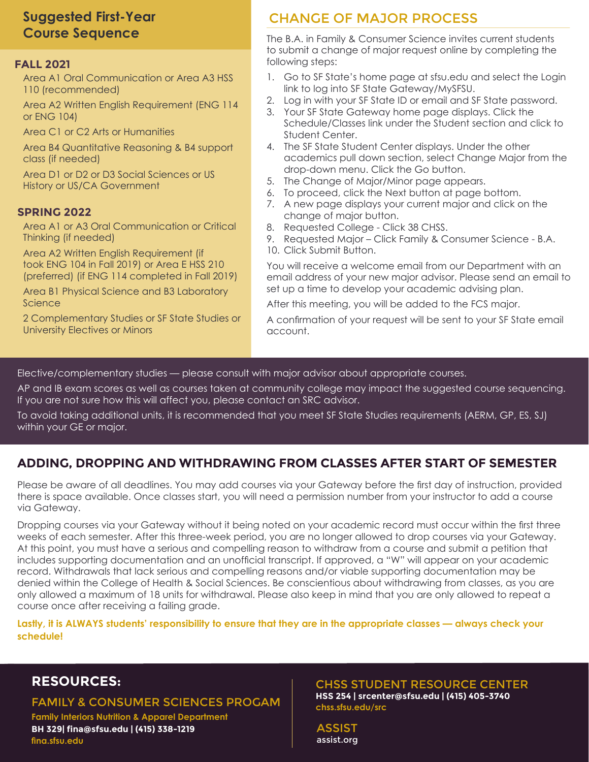## Suggested First-Year Course Sequence

### FALL 2021

Area A1 Oral Communication or Area A3 HSS 110 (recommended)

Area A2 Written English Requirement (ENG 114 or ENG 104)

Area C1 or C2 Arts or Humanities

Area B4 Quantitative Reasoning & B4 support class (if needed)

Area D1 or D2 or D3 Social Sciences or US History or US/CA Government

### SPRING 2022

Area A1 or A3 Oral Communication or Critical Thinking (if needed)

Area A2 Written English Requirement (if took ENG 104 in Fall 2019) or Area E HSS 210 (preferred) (if ENG 114 completed in Fall 2019)

Area B1 Physical Science and B3 Laboratory Science

2 Complementary Studies or SF State Studies or University Electives or Minors

## CHANGE OF MAJOR PROCESS

The B.A. in Family & Consumer Science invites current students to submit a change of major request online by completing the following steps:

1. Go to SF State's home page at sfsu.edu and select the Login link to log into SF State Gateway/MySFSU.
2. Log in with your SF State ID or email and SF State password.
3. Your SF State Gateway home page displays. Click the Schedule/Classes link under the Student section and click to Student Center.
4. The SF State Student Center displays. Under the other academics pull down section, select Change Major from the drop-down menu. Click the Go button.
5. The Change of Major/Minor page appears.
6. To proceed, click the Next button at page bottom.
7. A new page displays your current major and click on the change of major button.
8. Requested College - Click 38 CHSS.
9. Requested Major – Click Family & Consumer Science - B.A.
10. Click Submit Button.

You will receive a welcome email from our Department with an email address of your new major advisor. Please send an email to set up a time to develop your academic advising plan.

After this meeting, you will be added to the FCS major.

A confirmation of your request will be sent to your SF State email account.

Elective/complementary studies — please consult with major advisor about appropriate courses.

AP and IB exam scores as well as courses taken at community college may impact the suggested course sequencing. If you are not sure how this will affect you, please contact an SRC advisor.

To avoid taking additional units, it is recommended that you meet SF State Studies requirements (AERM, GP, ES, SJ) within your GE or major.

## ADDING, DROPPING AND WITHDRAWING FROM CLASSES AFTER START OF SEMESTER

Please be aware of all deadlines. You may add courses via your Gateway before the first day of instruction, provided there is space available. Once classes start, you will need a permission number from your instructor to add a course via Gateway.

Dropping courses via your Gateway without it being noted on your academic record must occur within the first three weeks of each semester. After this three-week period, you are no longer allowed to drop courses via your Gateway. At this point, you must have a serious and compelling reason to withdraw from a course and submit a petition that includes supporting documentation and an unofficial transcript. If approved, a "W" will appear on your academic record. Withdrawals that lack serious and compelling reasons and/or viable supporting documentation may be denied within the College of Health & Social Sciences. Be conscientious about withdrawing from classes, as you are only allowed a maximum of 18 units for withdrawal. Please also keep in mind that you are only allowed to repeat a course once after receiving a failing grade.

**Lastly, it is ALWAYS students' responsibility to ensure that they are in the appropriate classes — always check your schedule!**

## RESOURCES:

### FAMILY & CONSUMER SCIENCES PROGAM

**Family Interiors Nutrition & Apparel Department**
**BH 329| fina@sfsu.edu | (415) 338-1219**
**fina.sfsu.edu**

### CHSS STUDENT RESOURCE CENTER

**HSS 254 | srcenter@sfsu.edu | (415) 405-3740**
**chss.sfsu.edu/src**

### ASSIST

assist.org